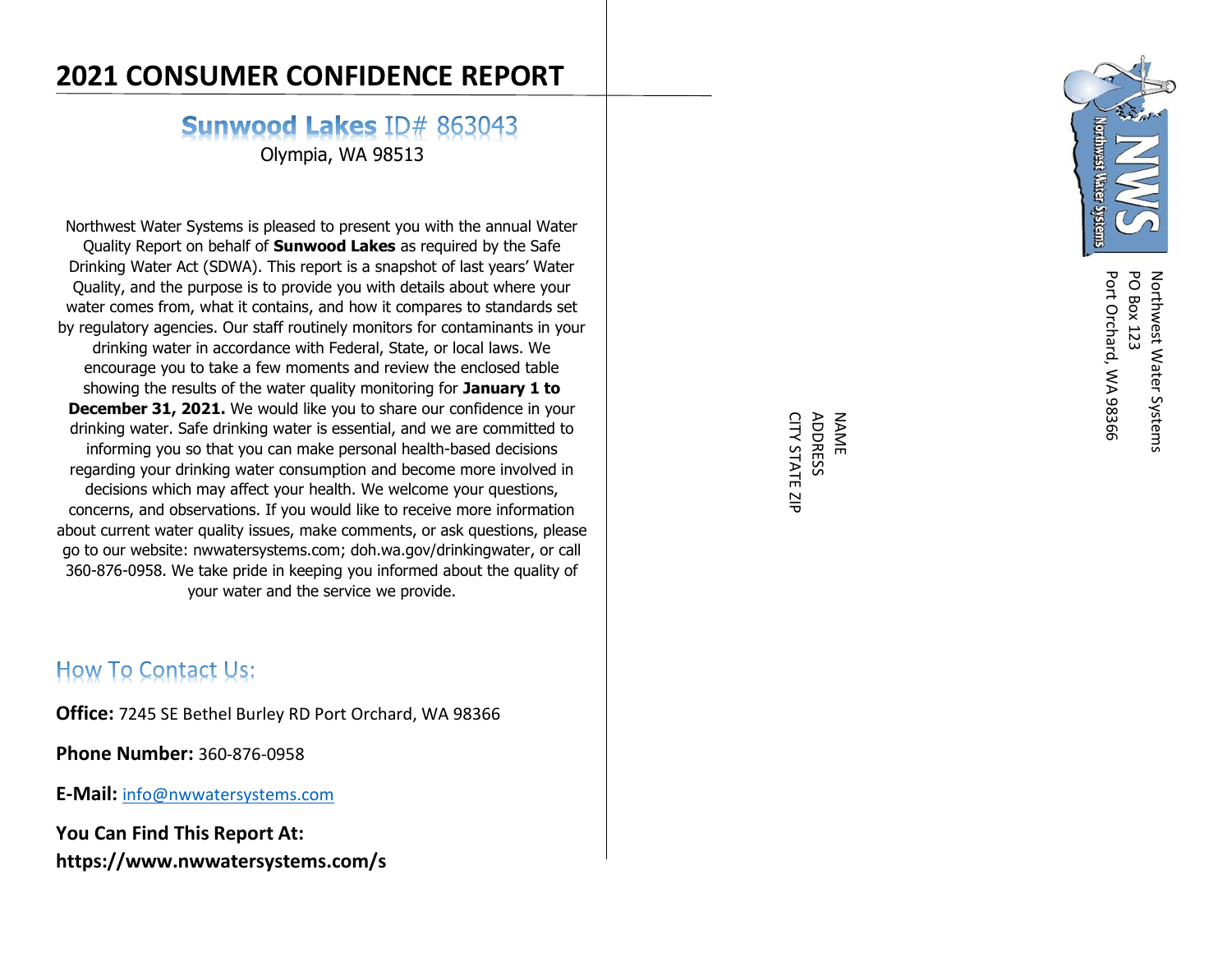# 2021 CONSUMER CONFIDENCE REPORT

## Sunwood Lakes ID# 863043

Olympia, WA 98513

Northwest Water Systems is pleased to present you with the annual Water Quality Report on behalf of **Sunwood Lakes** as required by the Safe Drinking Water Act (SDWA). This report is a snapshot of last years' Water Quality, and the purpose is to provide you with details about where your water comes from, what it contains, and how it compares to standards set by regulatory agencies. Our staff routinely monitors for contaminants in your drinking water in accordance with Federal, State, or local laws. We encourage you to take a few moments and review the enclosed table showing the results of the water quality monitoring for **January 1 to December 31, 2021.** We would like you to share our confidence in your drinking water. Safe drinking water is essential, and we are committed to informing you so that you can make personal health-based decisions regarding your drinking water consumption and become more involved in decisions which may affect your health. We welcome your questions, concerns, and observations. If you would like to receive more information about current water quality issues, make comments, or ask questions, please go to our website: nwwatersystems.com; doh.wa.gov/drinkingwater, or call 360-876-0958. We take pride in keeping you informed about the quality of your water and the service we provide.

## How To Contact Us:

**Office:** 7245 SE Bethel Burley RD Port Orchard, WA 98366

**Phone Number:** 360-876-0958

**E-Mail:** info@nwwatersystems.com

**You Can Find This Report At:**
**https://www.nwwatersystems.com/s**

Northwest Water Systems
PO Box 123
Port Orchard, WA 98366

NAME
ADDRESS
CITY STATE ZIP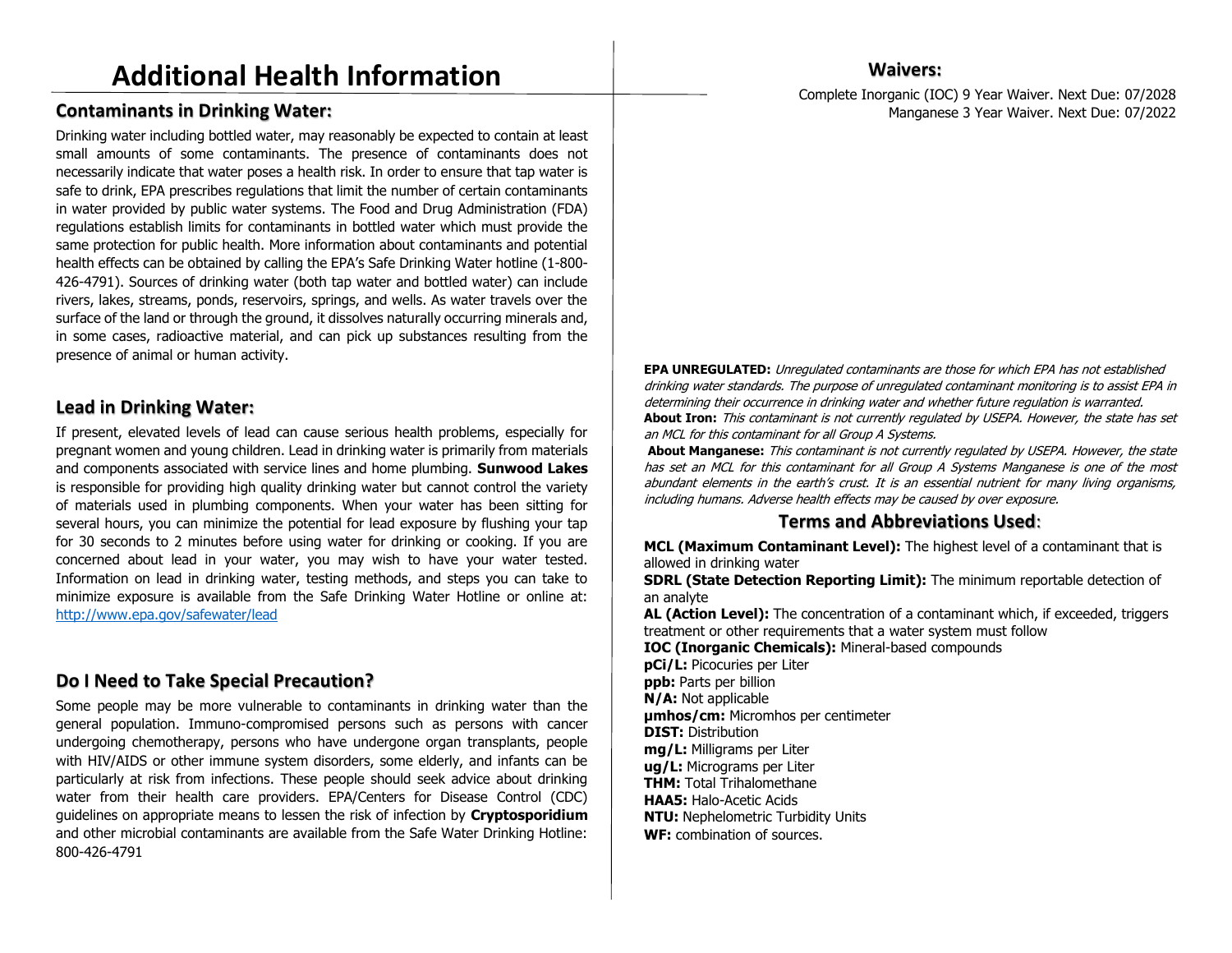# Additional Health Information

## Contaminants in Drinking Water:

Drinking water including bottled water, may reasonably be expected to contain at least small amounts of some contaminants. The presence of contaminants does not necessarily indicate that water poses a health risk. In order to ensure that tap water is safe to drink, EPA prescribes regulations that limit the number of certain contaminants in water provided by public water systems. The Food and Drug Administration (FDA) regulations establish limits for contaminants in bottled water which must provide the same protection for public health. More information about contaminants and potential health effects can be obtained by calling the EPA's Safe Drinking Water hotline (1-800-426-4791). Sources of drinking water (both tap water and bottled water) can include rivers, lakes, streams, ponds, reservoirs, springs, and wells. As water travels over the surface of the land or through the ground, it dissolves naturally occurring minerals and, in some cases, radioactive material, and can pick up substances resulting from the presence of animal or human activity.

## Lead in Drinking Water:

If present, elevated levels of lead can cause serious health problems, especially for pregnant women and young children. Lead in drinking water is primarily from materials and components associated with service lines and home plumbing. **Sunwood Lakes** is responsible for providing high quality drinking water but cannot control the variety of materials used in plumbing components. When your water has been sitting for several hours, you can minimize the potential for lead exposure by flushing your tap for 30 seconds to 2 minutes before using water for drinking or cooking. If you are concerned about lead in your water, you may wish to have your water tested. Information on lead in drinking water, testing methods, and steps you can take to minimize exposure is available from the Safe Drinking Water Hotline or online at: http://www.epa.gov/safewater/lead

## Do I Need to Take Special Precaution?

Some people may be more vulnerable to contaminants in drinking water than the general population. Immuno-compromised persons such as persons with cancer undergoing chemotherapy, persons who have undergone organ transplants, people with HIV/AIDS or other immune system disorders, some elderly, and infants can be particularly at risk from infections. These people should seek advice about drinking water from their health care providers. EPA/Centers for Disease Control (CDC) guidelines on appropriate means to lessen the risk of infection by **Cryptosporidium** and other microbial contaminants are available from the Safe Water Drinking Hotline: 800-426-4791

## Waivers:

Complete Inorganic (IOC) 9 Year Waiver. Next Due: 07/2028
Manganese 3 Year Waiver. Next Due: 07/2022

**EPA UNREGULATED:** *Unregulated contaminants are those for which EPA has not established drinking water standards. The purpose of unregulated contaminant monitoring is to assist EPA in determining their occurrence in drinking water and whether future regulation is warranted.*
**About Iron:** *This contaminant is not currently regulated by USEPA. However, the state has set an MCL for this contaminant for all Group A Systems.*
**About Manganese:** *This contaminant is not currently regulated by USEPA. However, the state has set an MCL for this contaminant for all Group A Systems Manganese is one of the most abundant elements in the earth's crust. It is an essential nutrient for many living organisms, including humans. Adverse health effects may be caused by over exposure.*

## Terms and Abbreviations Used:

**MCL (Maximum Contaminant Level):** The highest level of a contaminant that is allowed in drinking water
**SDRL (State Detection Reporting Limit):** The minimum reportable detection of an analyte
**AL (Action Level):** The concentration of a contaminant which, if exceeded, triggers treatment or other requirements that a water system must follow
**IOC (Inorganic Chemicals):** Mineral-based compounds
**pCi/L:** Picocuries per Liter
**ppb:** Parts per billion
**N/A:** Not applicable
**µmhos/cm:** Micromhos per centimeter
**DIST:** Distribution
**mg/L:** Milligrams per Liter
**ug/L:** Micrograms per Liter
**THM:** Total Trihalomethane
**HAA5:** Halo-Acetic Acids
**NTU:** Nephelometric Turbidity Units
**WF:** combination of sources.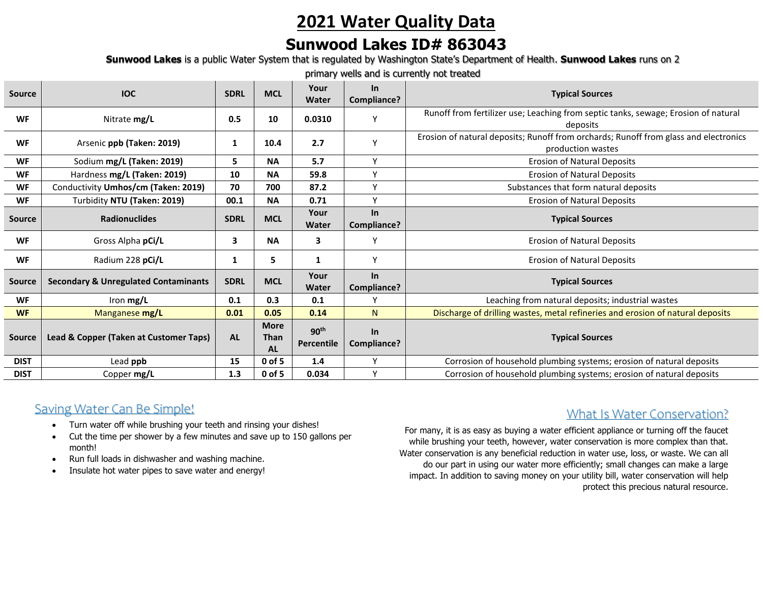# 2021 Water Quality Data

# Sunwood Lakes ID# 863043

**Sunwood Lakes** is a public Water System that is regulated by Washington State's Department of Health. **Sunwood Lakes** runs on 2 primary wells and is currently not treated

| Source | IOC | SDRL | MCL | Your Water | In Compliance? | Typical Sources |
|---|---|---|---|---|---|---|
| **WF** | Nitrate **mg/L** | **0.5** | **10** | **0.0310** | Y | Runoff from fertilizer use; Leaching from septic tanks, sewage; Erosion of natural deposits |
| **WF** | Arsenic **ppb (Taken: 2019)** | **1** | **10.4** | **2.7** | Y | Erosion of natural deposits; Runoff from orchards; Runoff from glass and electronics production wastes |
| **WF** | Sodium **mg/L (Taken: 2019)** | **5** | **NA** | **5.7** | Y | Erosion of Natural Deposits |
| **WF** | Hardness **mg/L (Taken: 2019)** | **10** | **NA** | **59.8** | Y | Erosion of Natural Deposits |
| **WF** | Conductivity **Umhos/cm (Taken: 2019)** | **70** | **700** | **87.2** | Y | Substances that form natural deposits |
| **WF** | Turbidity **NTU (Taken: 2019)** | **00.1** | **NA** | **0.71** | Y | Erosion of Natural Deposits |
| **Source** | **Radionuclides** | **SDRL** | **MCL** | **Your Water** | **In Compliance?** | **Typical Sources** |
| **WF** | Gross Alpha **pCi/L** | **3** | **NA** | **3** | Y | Erosion of Natural Deposits |
| **WF** | Radium 228 **pCi/L** | **1** | **5** | **1** | Y | Erosion of Natural Deposits |
| **Source** | **Secondary & Unregulated Contaminants** | **SDRL** | **MCL** | **Your Water** | **In Compliance?** | **Typical Sources** |
| **WF** | Iron **mg/L** | **0.1** | **0.3** | **0.1** | Y | Leaching from natural deposits; industrial wastes |
| **WF** | Manganese **mg/L** | **0.01** | **0.05** | **0.14** | N | Discharge of drilling wastes, metal refineries and erosion of natural deposits |
| **Source** | **Lead & Copper (Taken at Customer Taps)** | **AL** | **More Than AL** | **90th Percentile** | **In Compliance?** | **Typical Sources** |
| **DIST** | Lead **ppb** | **15** | **0 of 5** | **1.4** | Y | Corrosion of household plumbing systems; erosion of natural deposits |
| **DIST** | Copper **mg/L** | **1.3** | **0 of 5** | **0.034** | Y | Corrosion of household plumbing systems; erosion of natural deposits |

## Saving Water Can Be Simple!

- Turn water off while brushing your teeth and rinsing your dishes!
- Cut the time per shower by a few minutes and save up to 150 gallons per month!
- Run full loads in dishwasher and washing machine.
- Insulate hot water pipes to save water and energy!

## What Is Water Conservation?

For many, it is as easy as buying a water efficient appliance or turning off the faucet while brushing your teeth, however, water conservation is more complex than that. Water conservation is any beneficial reduction in water use, loss, or waste. We can all do our part in using our water more efficiently; small changes can make a large impact. In addition to saving money on your utility bill, water conservation will help protect this precious natural resource.